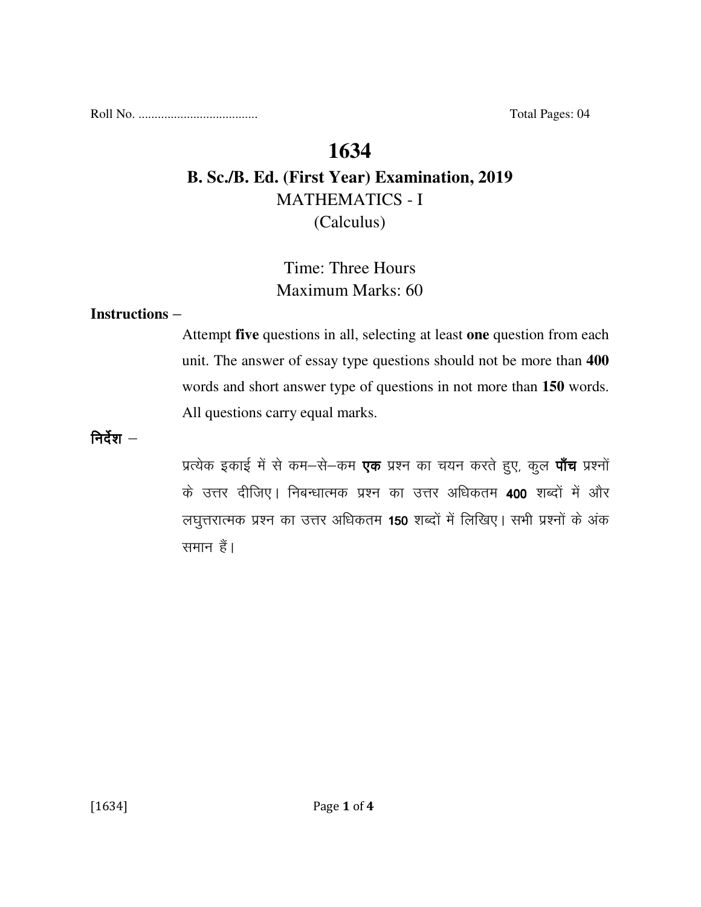Roll No. .................................... Total Pages: 04

# 1634

## B. Sc./B. Ed. (First Year) Examination, 2019

MATHEMATICS - I

(Calculus)

Time: Three Hours

Maximum Marks: 60

**Instructions –**

Attempt **five** questions in all, selecting at least **one** question from each unit. The answer of essay type questions should not be more than **400** words and short answer type of questions in not more than **150** words. All questions carry equal marks.

**निर्देश –**

प्रत्येक इकाई में से कम–से–कम **एक** प्रश्न का चयन करते हुए, कुल **पाँच** प्रश्नों के उत्तर दीजिए। निबन्धात्मक प्रश्न का उत्तर अधिकतम **400** शब्दों में और लघुत्तरात्मक प्रश्न का उत्तर अधिकतम **150** शब्दों में लिखिए। सभी प्रश्नों के अंक समान हैं।

[1634]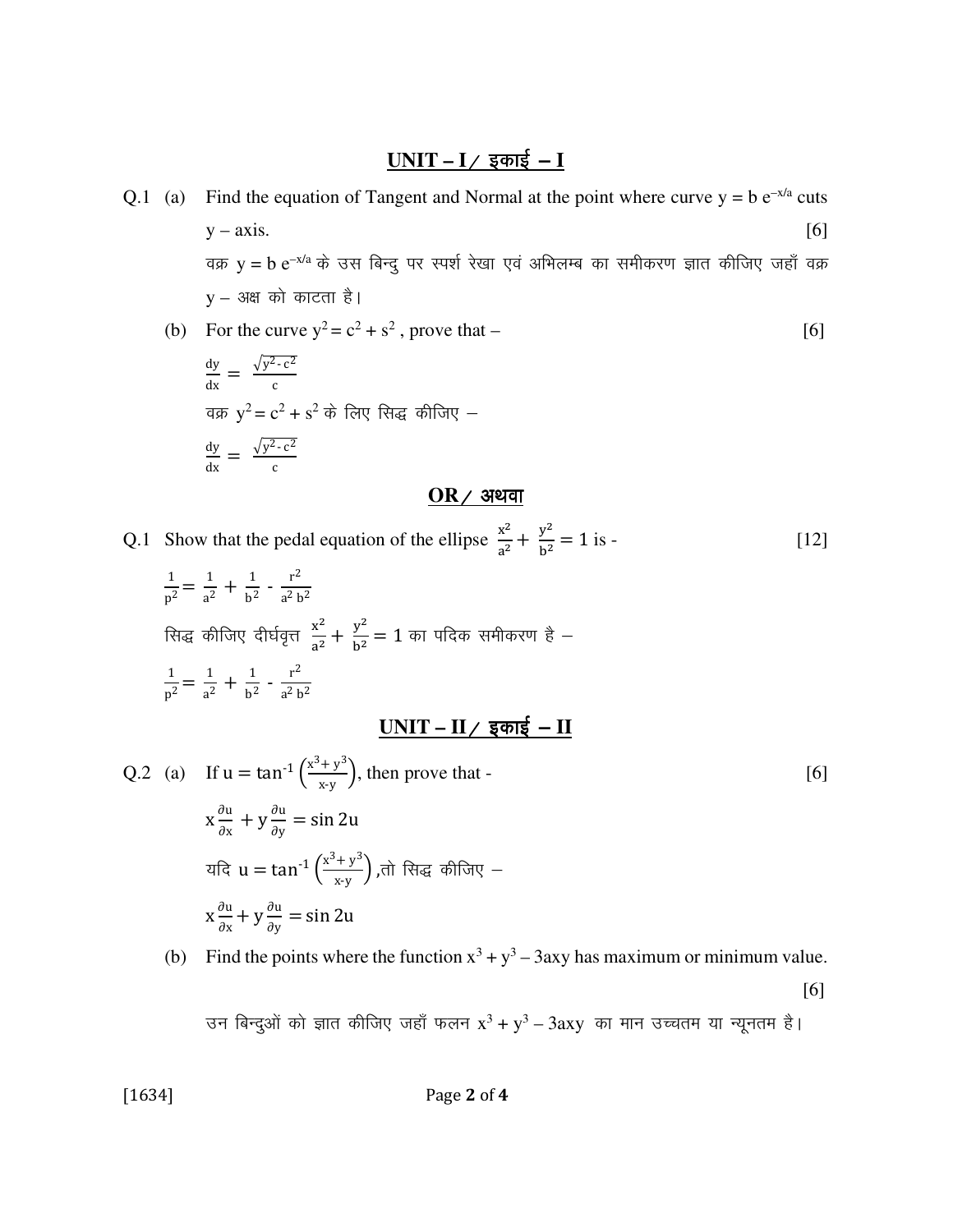## UNIT – I / इकाई – I

Q.1 (a) Find the equation of Tangent and Normal at the point where curve $y = b\, e^{-x/a}$ cuts y – axis. [6]

वक्र $y = b\, e^{-x/a}$ के उस बिन्दु पर स्पर्श रेखा एवं अभिलम्ब का समीकरण ज्ञात कीजिए जहाँ वक्र y – अक्ष को काटता है।

(b) For the curve $y^2 = c^2 + s^2$ , prove that – [6]

$$\frac{dy}{dx} = \frac{\sqrt{y^2 - c^2}}{c}$$

वक्र $y^2 = c^2 + s^2$ के लिए सिद्ध कीजिए –

$$\frac{dy}{dx} = \frac{\sqrt{y^2 - c^2}}{c}$$

### OR / अथवा

Q.1 Show that the pedal equation of the ellipse $\frac{x^2}{a^2} + \frac{y^2}{b^2} = 1$ is - [12]

$$\frac{1}{p^2} = \frac{1}{a^2} + \frac{1}{b^2} - \frac{r^2}{a^2 b^2}$$

सिद्ध कीजिए दीर्घवृत्त $\frac{x^2}{a^2} + \frac{y^2}{b^2} = 1$ का पदिक समीकरण है –

$$\frac{1}{p^2} = \frac{1}{a^2} + \frac{1}{b^2} - \frac{r^2}{a^2 b^2}$$

## UNIT – II / इकाई – II

Q.2 (a) If $u = \tan^{-1}\left(\frac{x^3 + y^3}{x - y}\right)$, then prove that - [6]

$$x\frac{\partial u}{\partial x} + y\frac{\partial u}{\partial y} = \sin 2u$$

यदि $u = \tan^{-1}\left(\frac{x^3 + y^3}{x - y}\right)$ ,तो सिद्ध कीजिए –

$$x\frac{\partial u}{\partial x} + y\frac{\partial u}{\partial y} = \sin 2u$$

(b) Find the points where the function $x^3 + y^3 - 3axy$ has maximum or minimum value. [6]

उन बिन्दुओं को ज्ञात कीजिए जहाँ फलन $x^3 + y^3 - 3axy$ का मान उच्चतम या न्यूनतम है।

[1634]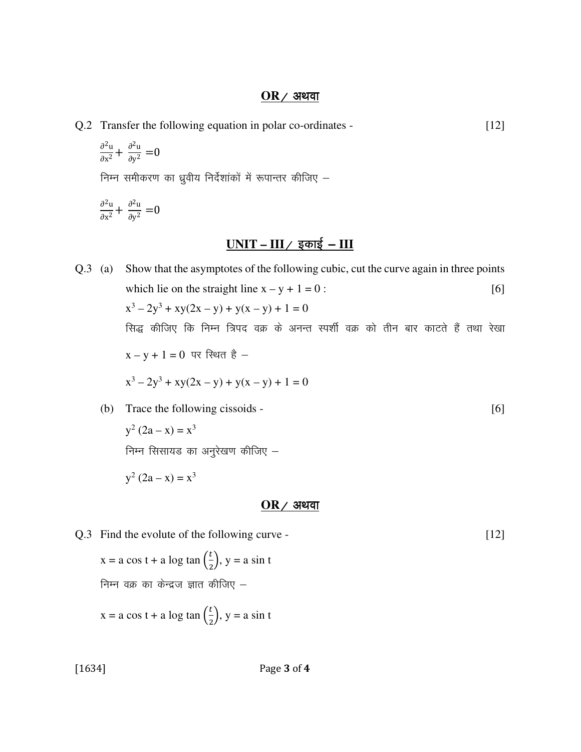**OR / अथवा**

Q.2 Transfer the following equation in polar co-ordinates - [12]

$$\frac{\partial^2 u}{\partial x^2} + \frac{\partial^2 u}{\partial y^2} = 0$$

निम्न समीकरण का ध्रुवीय निर्देशांकों में रूपान्तर कीजिए –

$$\frac{\partial^2 u}{\partial x^2} + \frac{\partial^2 u}{\partial y^2} = 0$$

## UNIT – III / इकाई – III

Q.3 (a) Show that the asymptotes of the following cubic, cut the curve again in three points which lie on the straight line $x - y + 1 = 0$ : [6]

$$x^3 - 2y^3 + xy(2x - y) + y(x - y) + 1 = 0$$

सिद्ध कीजिए कि निम्न त्रिपद वक्र के अनन्त स्पर्शी वक्र को तीन बार काटते हैं तथा रेखा $x - y + 1 = 0$ पर स्थित है –

$$x^3 - 2y^3 + xy(2x - y) + y(x - y) + 1 = 0$$

(b) Trace the following cissoids - [6]

$$y^2 (2a - x) = x^3$$

निम्न सिसायड का अनुरेखण कीजिए –

$$y^2 (2a - x) = x^3$$

**OR / अथवा**

Q.3 Find the evolute of the following curve - [12]

$$x = a \cos t + a \log \tan\left(\frac{t}{2}\right),\ y = a \sin t$$

निम्न वक्र का केन्द्रज ज्ञात कीजिए –

$$x = a \cos t + a \log \tan\left(\frac{t}{2}\right),\ y = a \sin t$$

[1634]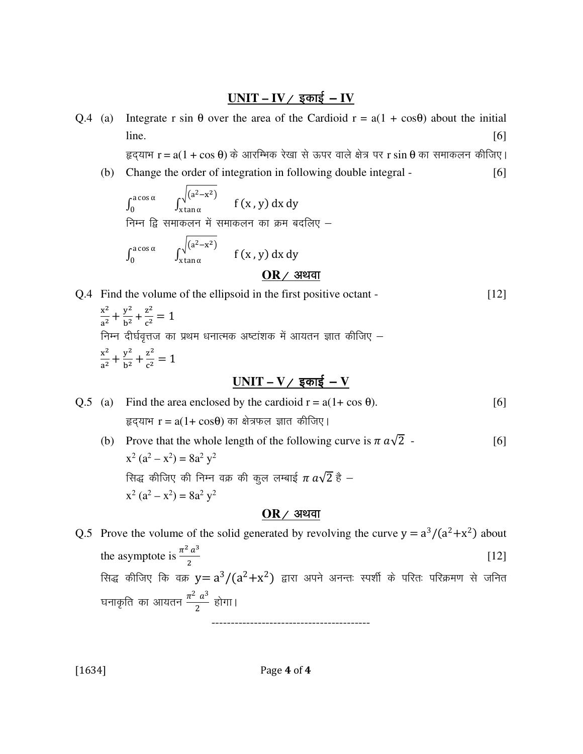## UNIT – IV / इकाई – IV

Q.4 (a) Integrate $r \sin \theta$ over the area of the Cardioid $r = a(1 + \cos\theta)$ about the initial line. [6]

हृद्याभ $r = a(1 + \cos \theta)$ के आरम्भिक रेखा से ऊपर वाले क्षेत्र पर $r \sin \theta$ का समाकलन कीजिए।

(b) Change the order of integration in following double integral - [6]

$$\int_0^{a\cos\alpha} \int_{x\tan\alpha}^{\sqrt{(a^2-x^2)}} f(x, y)\, dx\, dy$$

निम्न द्वि समाकलन में समाकलन का क्रम बदलिए –

$$\int_0^{a\cos\alpha} \int_{x\tan\alpha}^{\sqrt{(a^2-x^2)}} f(x, y)\, dx\, dy$$

**OR / अथवा**

Q.4 Find the volume of the ellipsoid in the first positive octant - [12]

$$\frac{x^2}{a^2} + \frac{y^2}{b^2} + \frac{z^2}{c^2} = 1$$

निम्न दीर्घवृत्तज का प्रथम धनात्मक अष्टांशक में आयतन ज्ञात कीजिए –

$$\frac{x^2}{a^2} + \frac{y^2}{b^2} + \frac{z^2}{c^2} = 1$$

## UNIT – V / इकाई – V

Q.5 (a) Find the area enclosed by the cardioid $r = a(1+ \cos \theta)$. [6]

हृद्याभ $r = a(1+ \cos\theta)$ का क्षेत्रफल ज्ञात कीजिए।

(b) Prove that the whole length of the following curve is $\pi a\sqrt{2}$ - [6]

$x^2 (a^2 – x^2) = 8a^2 y^2$

सिद्ध कीजिए की निम्न वक्र की कुल लम्बाई $\pi a\sqrt{2}$ है –

$x^2 (a^2 – x^2) = 8a^2 y^2$

**OR / अथवा**

Q.5 Prove the volume of the solid generated by revolving the curve $y = a^3/(a^2+x^2)$ about the asymptote is $\frac{\pi^2 a^3}{2}$ [12]

सिद्ध कीजिए कि वक्र $y= a^3/(a^2+x^2)$ द्वारा अपने अनन्तः स्पर्शी के परितः परिक्रमण से जनित घनाकृति का आयतन $\frac{\pi^2 a^3}{2}$ होगा।

-----------------------------------------

[1634]